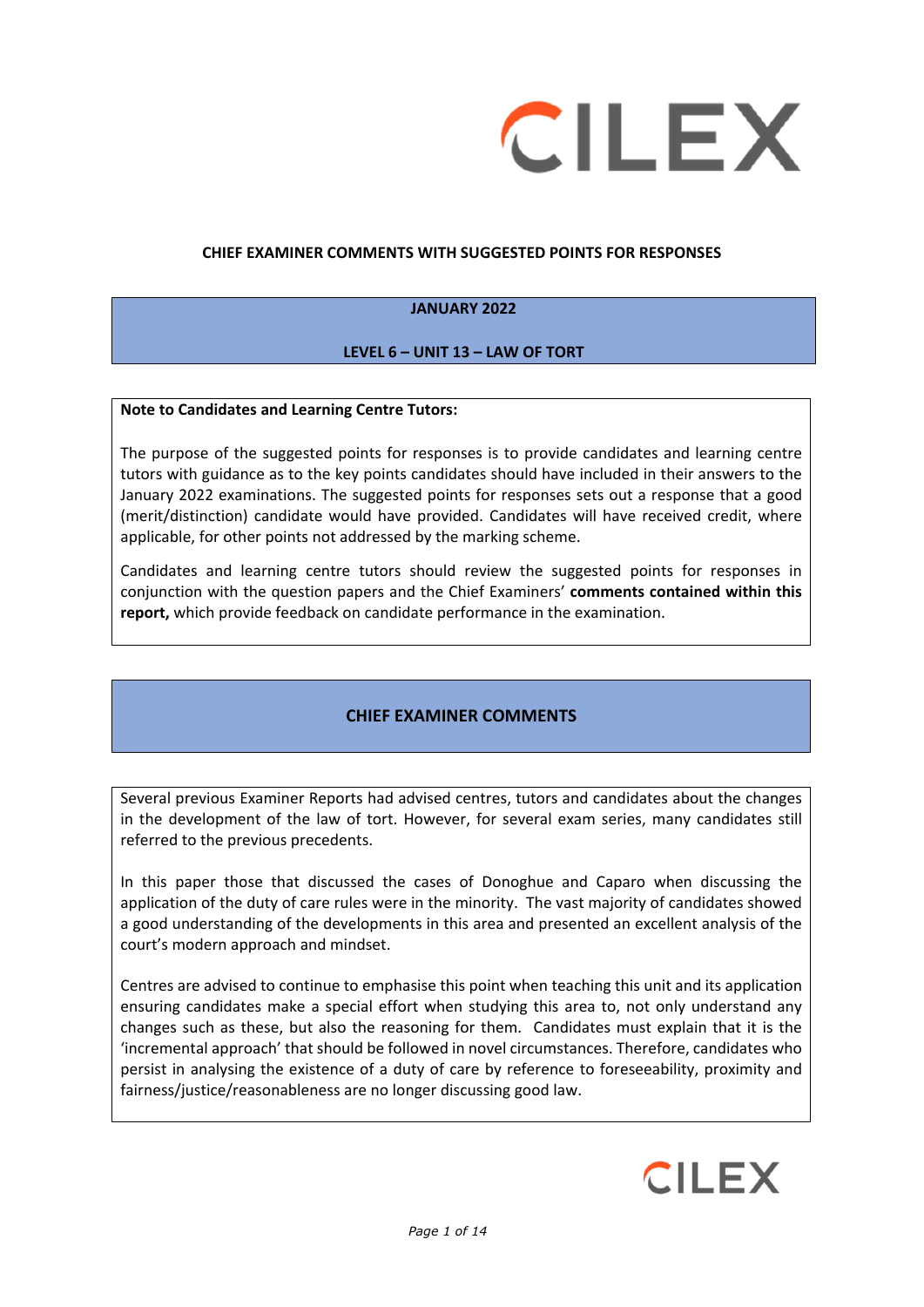# CHIEF EXAMINER COMMENTS WITH SUGGESTED POINTS FOR RESPONSES

## JANUARY 2022

## LEVEL 6 – UNIT 13 – LAW OF TORT

**Note to Candidates and Learning Centre Tutors:**

The purpose of the suggested points for responses is to provide candidates and learning centre tutors with guidance as to the key points candidates should have included in their answers to the January 2022 examinations. The suggested points for responses sets out a response that a good (merit/distinction) candidate would have provided. Candidates will have received credit, where applicable, for other points not addressed by the marking scheme.

Candidates and learning centre tutors should review the suggested points for responses in conjunction with the question papers and the Chief Examiners' **comments contained within this report,** which provide feedback on candidate performance in the examination.

## CHIEF EXAMINER COMMENTS

Several previous Examiner Reports had advised centres, tutors and candidates about the changes in the development of the law of tort. However, for several exam series, many candidates still referred to the previous precedents.

In this paper those that discussed the cases of Donoghue and Caparo when discussing the application of the duty of care rules were in the minority. The vast majority of candidates showed a good understanding of the developments in this area and presented an excellent analysis of the court's modern approach and mindset.

Centres are advised to continue to emphasise this point when teaching this unit and its application ensuring candidates make a special effort when studying this area to, not only understand any changes such as these, but also the reasoning for them. Candidates must explain that it is the 'incremental approach' that should be followed in novel circumstances. Therefore, candidates who persist in analysing the existence of a duty of care by reference to foreseeability, proximity and fairness/justice/reasonableness are no longer discussing good law.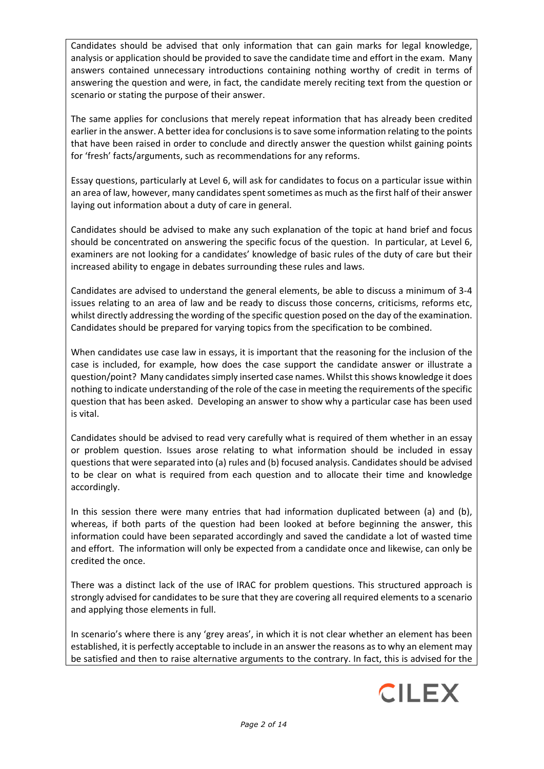Candidates should be advised that only information that can gain marks for legal knowledge, analysis or application should be provided to save the candidate time and effort in the exam. Many answers contained unnecessary introductions containing nothing worthy of credit in terms of answering the question and were, in fact, the candidate merely reciting text from the question or scenario or stating the purpose of their answer.

The same applies for conclusions that merely repeat information that has already been credited earlier in the answer. A better idea for conclusions is to save some information relating to the points that have been raised in order to conclude and directly answer the question whilst gaining points for 'fresh' facts/arguments, such as recommendations for any reforms.

Essay questions, particularly at Level 6, will ask for candidates to focus on a particular issue within an area of law, however, many candidates spent sometimes as much as the first half of their answer laying out information about a duty of care in general.

Candidates should be advised to make any such explanation of the topic at hand brief and focus should be concentrated on answering the specific focus of the question. In particular, at Level 6, examiners are not looking for a candidates' knowledge of basic rules of the duty of care but their increased ability to engage in debates surrounding these rules and laws.

Candidates are advised to understand the general elements, be able to discuss a minimum of 3-4 issues relating to an area of law and be ready to discuss those concerns, criticisms, reforms etc, whilst directly addressing the wording of the specific question posed on the day of the examination. Candidates should be prepared for varying topics from the specification to be combined.

When candidates use case law in essays, it is important that the reasoning for the inclusion of the case is included, for example, how does the case support the candidate answer or illustrate a question/point? Many candidates simply inserted case names. Whilst this shows knowledge it does nothing to indicate understanding of the role of the case in meeting the requirements of the specific question that has been asked. Developing an answer to show why a particular case has been used is vital.

Candidates should be advised to read very carefully what is required of them whether in an essay or problem question. Issues arose relating to what information should be included in essay questions that were separated into (a) rules and (b) focused analysis. Candidates should be advised to be clear on what is required from each question and to allocate their time and knowledge accordingly.

In this session there were many entries that had information duplicated between (a) and (b), whereas, if both parts of the question had been looked at before beginning the answer, this information could have been separated accordingly and saved the candidate a lot of wasted time and effort. The information will only be expected from a candidate once and likewise, can only be credited the once.

There was a distinct lack of the use of IRAC for problem questions. This structured approach is strongly advised for candidates to be sure that they are covering all required elements to a scenario and applying those elements in full.

In scenario's where there is any 'grey areas', in which it is not clear whether an element has been established, it is perfectly acceptable to include in an answer the reasons as to why an element may be satisfied and then to raise alternative arguments to the contrary. In fact, this is advised for the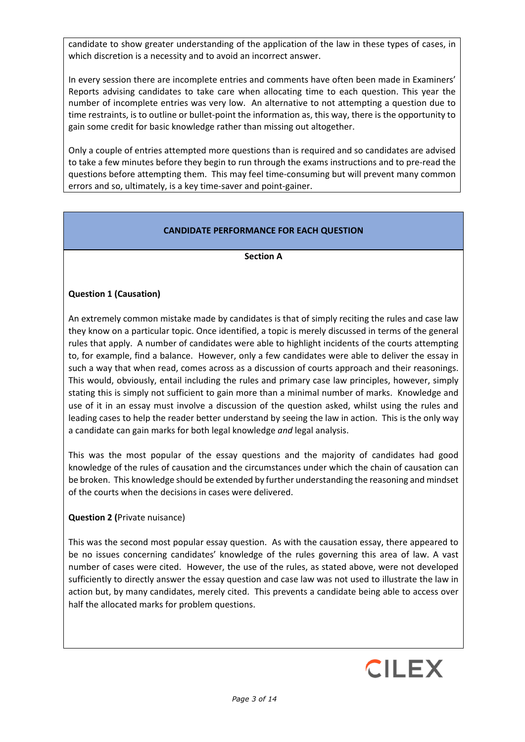candidate to show greater understanding of the application of the law in these types of cases, in which discretion is a necessity and to avoid an incorrect answer.

In every session there are incomplete entries and comments have often been made in Examiners' Reports advising candidates to take care when allocating time to each question. This year the number of incomplete entries was very low. An alternative to not attempting a question due to time restraints, is to outline or bullet-point the information as, this way, there is the opportunity to gain some credit for basic knowledge rather than missing out altogether.

Only a couple of entries attempted more questions than is required and so candidates are advised to take a few minutes before they begin to run through the exams instructions and to pre-read the questions before attempting them. This may feel time-consuming but will prevent many common errors and so, ultimately, is a key time-saver and point-gainer.

## CANDIDATE PERFORMANCE FOR EACH QUESTION

### Section A

**Question 1 (Causation)**

An extremely common mistake made by candidates is that of simply reciting the rules and case law they know on a particular topic. Once identified, a topic is merely discussed in terms of the general rules that apply. A number of candidates were able to highlight incidents of the courts attempting to, for example, find a balance. However, only a few candidates were able to deliver the essay in such a way that when read, comes across as a discussion of courts approach and their reasonings. This would, obviously, entail including the rules and primary case law principles, however, simply stating this is simply not sufficient to gain more than a minimal number of marks. Knowledge and use of it in an essay must involve a discussion of the question asked, whilst using the rules and leading cases to help the reader better understand by seeing the law in action. This is the only way a candidate can gain marks for both legal knowledge *and* legal analysis.

This was the most popular of the essay questions and the majority of candidates had good knowledge of the rules of causation and the circumstances under which the chain of causation can be broken. This knowledge should be extended by further understanding the reasoning and mindset of the courts when the decisions in cases were delivered.

**Question 2 (**Private nuisance)

This was the second most popular essay question. As with the causation essay, there appeared to be no issues concerning candidates' knowledge of the rules governing this area of law. A vast number of cases were cited. However, the use of the rules, as stated above, were not developed sufficiently to directly answer the essay question and case law was not used to illustrate the law in action but, by many candidates, merely cited. This prevents a candidate being able to access over half the allocated marks for problem questions.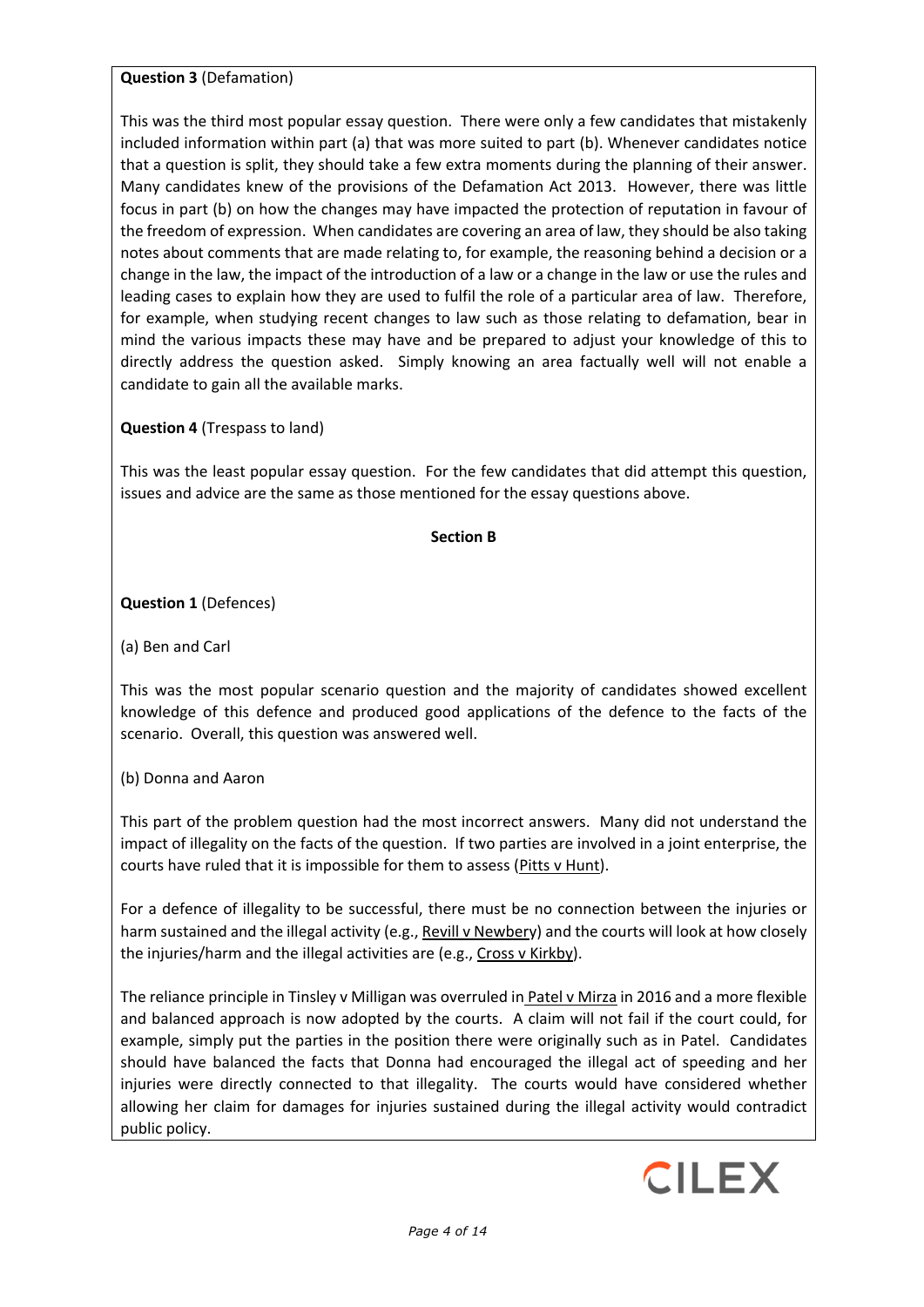**Question 3** (Defamation)

This was the third most popular essay question. There were only a few candidates that mistakenly included information within part (a) that was more suited to part (b). Whenever candidates notice that a question is split, they should take a few extra moments during the planning of their answer. Many candidates knew of the provisions of the Defamation Act 2013. However, there was little focus in part (b) on how the changes may have impacted the protection of reputation in favour of the freedom of expression. When candidates are covering an area of law, they should be also taking notes about comments that are made relating to, for example, the reasoning behind a decision or a change in the law, the impact of the introduction of a law or a change in the law or use the rules and leading cases to explain how they are used to fulfil the role of a particular area of law. Therefore, for example, when studying recent changes to law such as those relating to defamation, bear in mind the various impacts these may have and be prepared to adjust your knowledge of this to directly address the question asked. Simply knowing an area factually well will not enable a candidate to gain all the available marks.

**Question 4** (Trespass to land)

This was the least popular essay question. For the few candidates that did attempt this question, issues and advice are the same as those mentioned for the essay questions above.

**Section B**

**Question 1** (Defences)

(a) Ben and Carl

This was the most popular scenario question and the majority of candidates showed excellent knowledge of this defence and produced good applications of the defence to the facts of the scenario. Overall, this question was answered well.

(b) Donna and Aaron

This part of the problem question had the most incorrect answers. Many did not understand the impact of illegality on the facts of the question. If two parties are involved in a joint enterprise, the courts have ruled that it is impossible for them to assess (Pitts v Hunt).

For a defence of illegality to be successful, there must be no connection between the injuries or harm sustained and the illegal activity (e.g., Revill v Newbery) and the courts will look at how closely the injuries/harm and the illegal activities are (e.g., Cross v Kirkby).

The reliance principle in Tinsley v Milligan was overruled in Patel v Mirza in 2016 and a more flexible and balanced approach is now adopted by the courts. A claim will not fail if the court could, for example, simply put the parties in the position there were originally such as in Patel. Candidates should have balanced the facts that Donna had encouraged the illegal act of speeding and her injuries were directly connected to that illegality. The courts would have considered whether allowing her claim for damages for injuries sustained during the illegal activity would contradict public policy.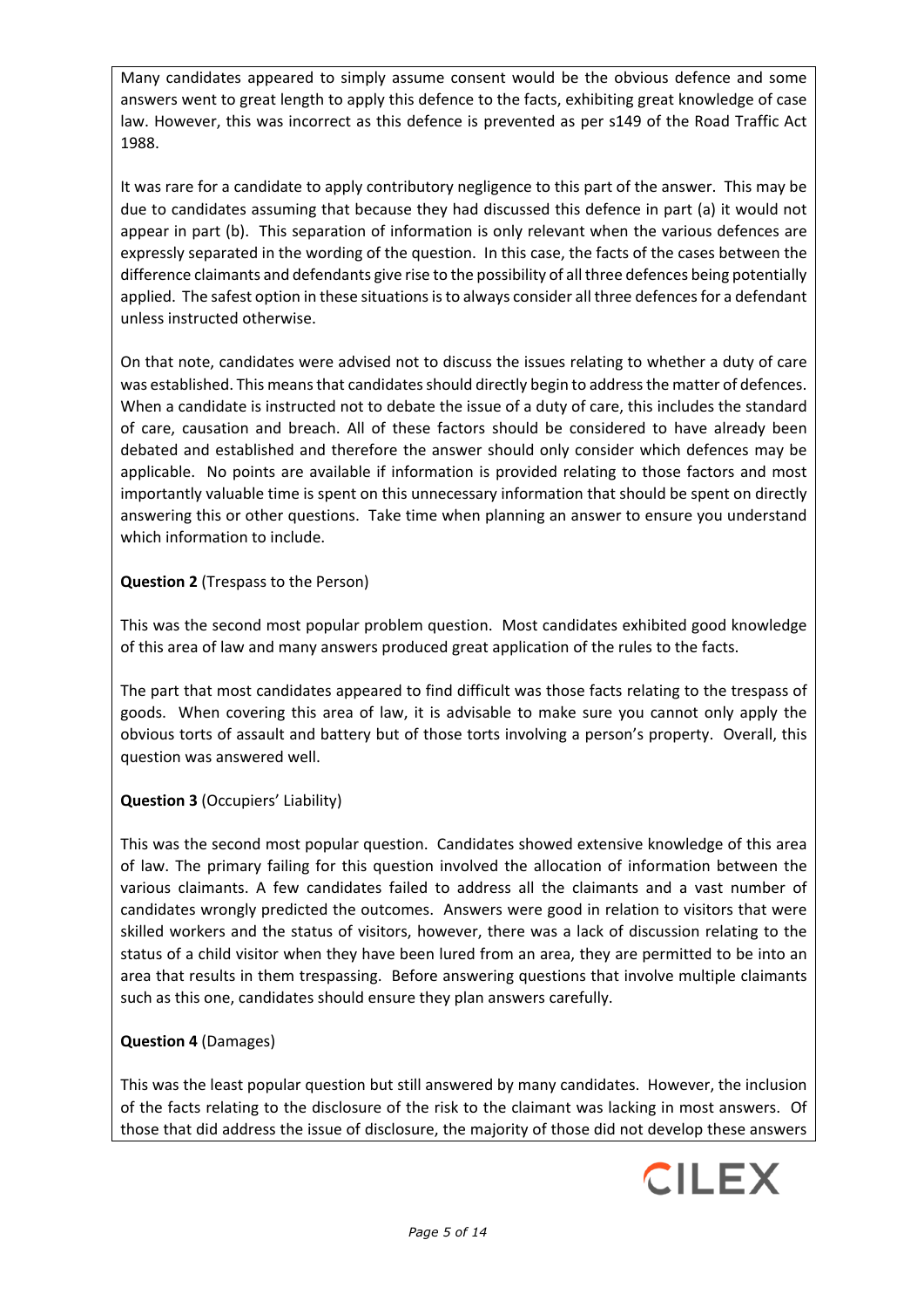Many candidates appeared to simply assume consent would be the obvious defence and some answers went to great length to apply this defence to the facts, exhibiting great knowledge of case law. However, this was incorrect as this defence is prevented as per s149 of the Road Traffic Act 1988.

It was rare for a candidate to apply contributory negligence to this part of the answer. This may be due to candidates assuming that because they had discussed this defence in part (a) it would not appear in part (b). This separation of information is only relevant when the various defences are expressly separated in the wording of the question. In this case, the facts of the cases between the difference claimants and defendants give rise to the possibility of all three defences being potentially applied. The safest option in these situations is to always consider all three defences for a defendant unless instructed otherwise.

On that note, candidates were advised not to discuss the issues relating to whether a duty of care was established. This means that candidates should directly begin to address the matter of defences. When a candidate is instructed not to debate the issue of a duty of care, this includes the standard of care, causation and breach. All of these factors should be considered to have already been debated and established and therefore the answer should only consider which defences may be applicable. No points are available if information is provided relating to those factors and most importantly valuable time is spent on this unnecessary information that should be spent on directly answering this or other questions. Take time when planning an answer to ensure you understand which information to include.

**Question 2** (Trespass to the Person)

This was the second most popular problem question. Most candidates exhibited good knowledge of this area of law and many answers produced great application of the rules to the facts.

The part that most candidates appeared to find difficult was those facts relating to the trespass of goods. When covering this area of law, it is advisable to make sure you cannot only apply the obvious torts of assault and battery but of those torts involving a person's property. Overall, this question was answered well.

**Question 3** (Occupiers' Liability)

This was the second most popular question. Candidates showed extensive knowledge of this area of law. The primary failing for this question involved the allocation of information between the various claimants. A few candidates failed to address all the claimants and a vast number of candidates wrongly predicted the outcomes. Answers were good in relation to visitors that were skilled workers and the status of visitors, however, there was a lack of discussion relating to the status of a child visitor when they have been lured from an area, they are permitted to be into an area that results in them trespassing. Before answering questions that involve multiple claimants such as this one, candidates should ensure they plan answers carefully.

**Question 4** (Damages)

This was the least popular question but still answered by many candidates. However, the inclusion of the facts relating to the disclosure of the risk to the claimant was lacking in most answers. Of those that did address the issue of disclosure, the majority of those did not develop these answers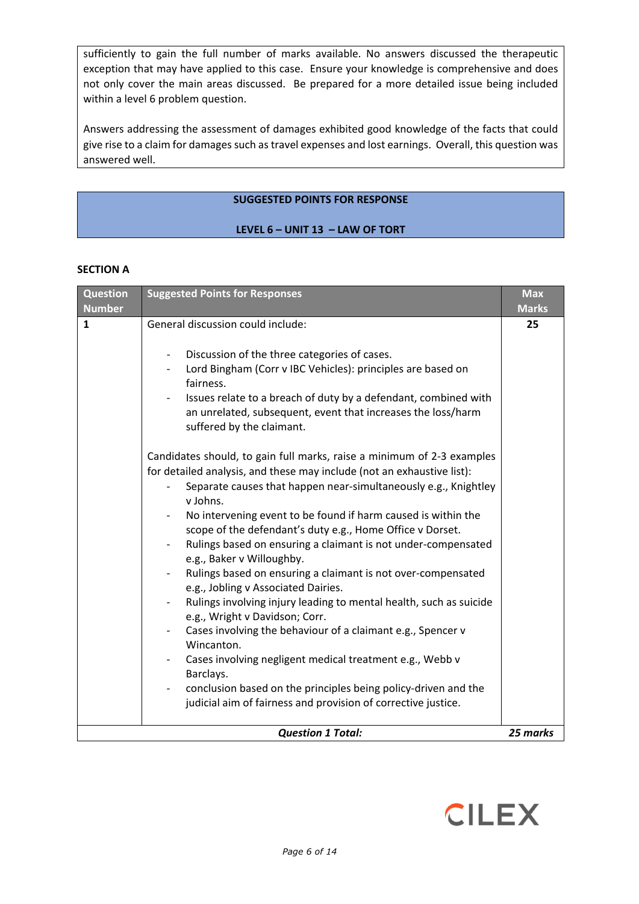sufficiently to gain the full number of marks available. No answers discussed the therapeutic exception that may have applied to this case. Ensure your knowledge is comprehensive and does not only cover the main areas discussed. Be prepared for a more detailed issue being included within a level 6 problem question.

Answers addressing the assessment of damages exhibited good knowledge of the facts that could give rise to a claim for damages such as travel expenses and lost earnings. Overall, this question was answered well.

## SUGGESTED POINTS FOR RESPONSE

## LEVEL 6 – UNIT 13 – LAW OF TORT

### SECTION A

| Question Number | Suggested Points for Responses | Max Marks |
|---|---|---|
| 1 | General discussion could include:<br><br>- Discussion of the three categories of cases.<br>- Lord Bingham (Corr v IBC Vehicles): principles are based on fairness.<br>- Issues relate to a breach of duty by a defendant, combined with an unrelated, subsequent, event that increases the loss/harm suffered by the claimant.<br><br>Candidates should, to gain full marks, raise a minimum of 2-3 examples for detailed analysis, and these may include (not an exhaustive list):<br>- Separate causes that happen near-simultaneously e.g., Knightley v Johns.<br>- No intervening event to be found if harm caused is within the scope of the defendant's duty e.g., Home Office v Dorset.<br>- Rulings based on ensuring a claimant is not under-compensated e.g., Baker v Willoughby.<br>- Rulings based on ensuring a claimant is not over-compensated e.g., Jobling v Associated Dairies.<br>- Rulings involving injury leading to mental health, such as suicide e.g., Wright v Davidson; Corr.<br>- Cases involving the behaviour of a claimant e.g., Spencer v Wincanton.<br>- Cases involving negligent medical treatment e.g., Webb v Barclays.<br>- conclusion based on the principles being policy-driven and the judicial aim of fairness and provision of corrective justice. | 25 |
| | ***Question 1 Total:*** | ***25 marks*** |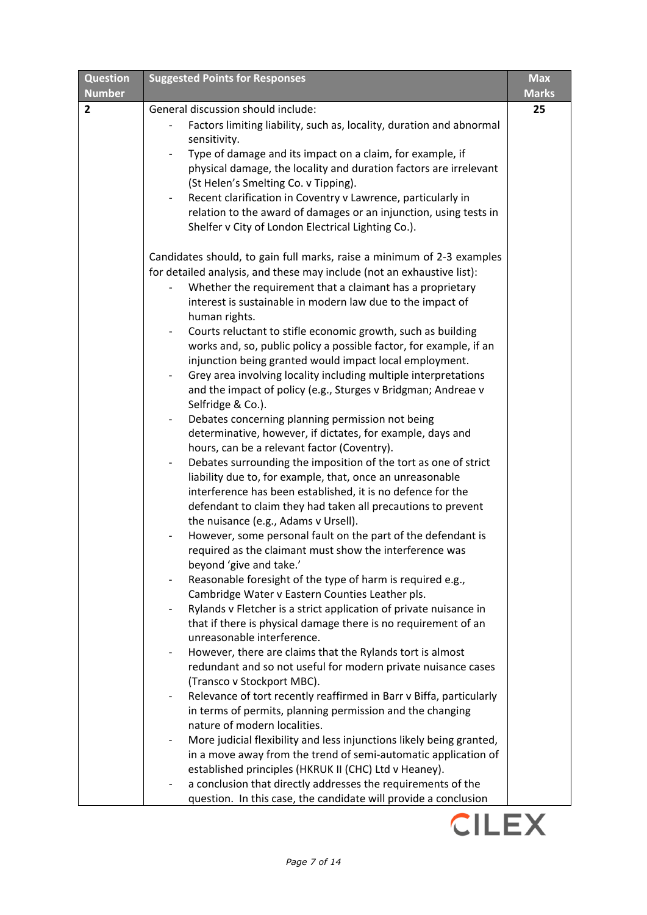| Question Number | Suggested Points for Responses | Max Marks |
| --- | --- | --- |
| 2 | General discussion should include:<br>- Factors limiting liability, such as, locality, duration and abnormal sensitivity.<br>- Type of damage and its impact on a claim, for example, if physical damage, the locality and duration factors are irrelevant (St Helen's Smelting Co. v Tipping).<br>- Recent clarification in Coventry v Lawrence, particularly in relation to the award of damages or an injunction, using tests in Shelfer v City of London Electrical Lighting Co.).<br><br>Candidates should, to gain full marks, raise a minimum of 2-3 examples for detailed analysis, and these may include (not an exhaustive list):<br>- Whether the requirement that a claimant has a proprietary interest is sustainable in modern law due to the impact of human rights.<br>- Courts reluctant to stifle economic growth, such as building works and, so, public policy a possible factor, for example, if an injunction being granted would impact local employment.<br>- Grey area involving locality including multiple interpretations and the impact of policy (e.g., Sturges v Bridgman; Andreae v Selfridge & Co.).<br>- Debates concerning planning permission not being determinative, however, if dictates, for example, days and hours, can be a relevant factor (Coventry).<br>- Debates surrounding the imposition of the tort as one of strict liability due to, for example, that, once an unreasonable interference has been established, it is no defence for the defendant to claim they had taken all precautions to prevent the nuisance (e.g., Adams v Ursell).<br>- However, some personal fault on the part of the defendant is required as the claimant must show the interference was beyond 'give and take.'<br>- Reasonable foresight of the type of harm is required e.g., Cambridge Water v Eastern Counties Leather pls.<br>- Rylands v Fletcher is a strict application of private nuisance in that if there is physical damage there is no requirement of an unreasonable interference.<br>- However, there are claims that the Rylands tort is almost redundant and so not useful for modern private nuisance cases (Transco v Stockport MBC).<br>- Relevance of tort recently reaffirmed in Barr v Biffa, particularly in terms of permits, planning permission and the changing nature of modern localities.<br>- More judicial flexibility and less injunctions likely being granted, in a move away from the trend of semi-automatic application of established principles (HKRUK II (CHC) Ltd v Heaney).<br>- a conclusion that directly addresses the requirements of the question. In this case, the candidate will provide a conclusion | 25 |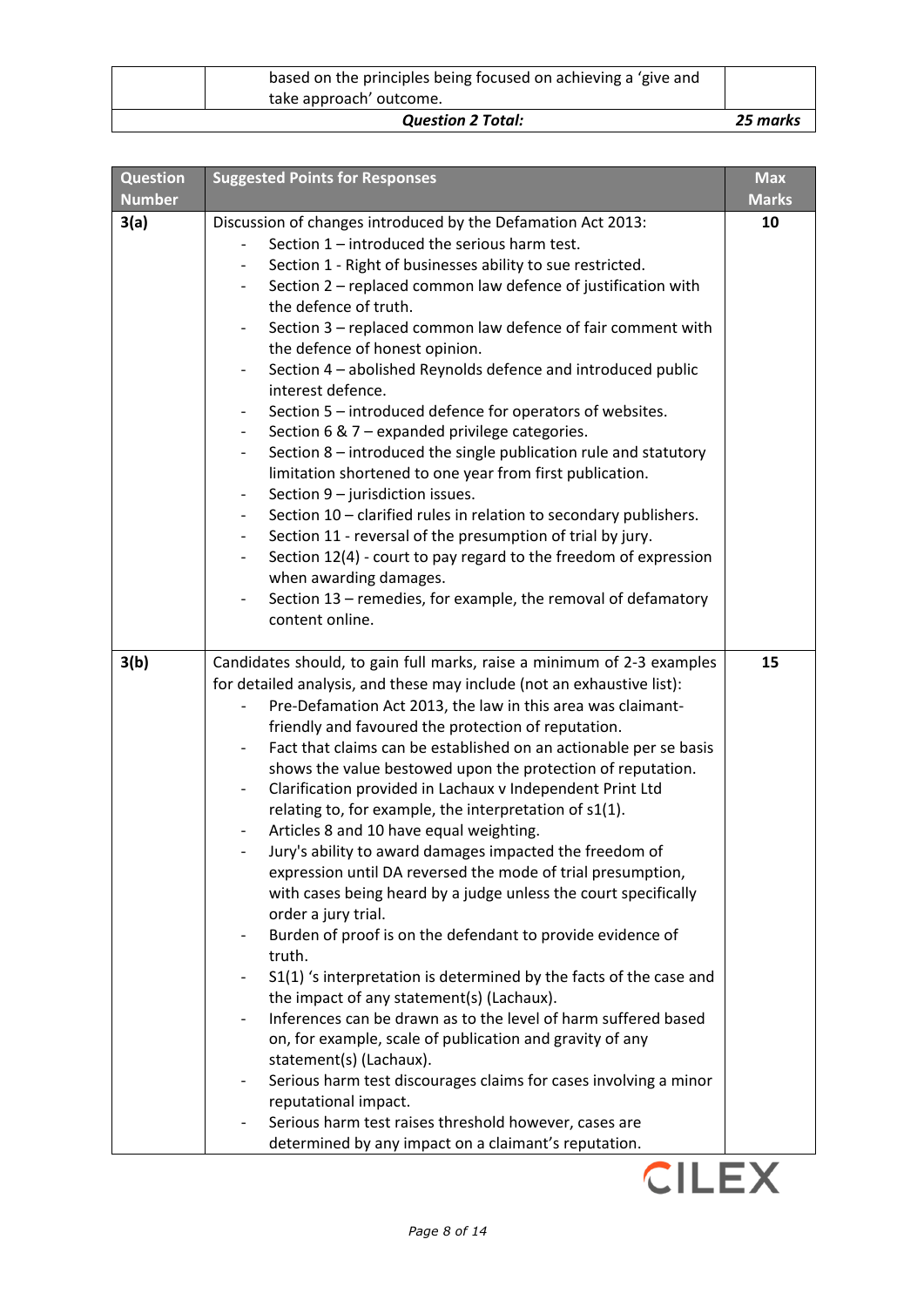|  | based on the principles being focused on achieving a 'give and take approach' outcome. |  |
|---|---|---|
|  | ***Question 2 Total:*** | ***25 marks*** |

| Question Number | Suggested Points for Responses | Max Marks |
|---|---|---|
| 3(a) | Discussion of changes introduced by the Defamation Act 2013:<br>- Section 1 – introduced the serious harm test.<br>- Section 1 - Right of businesses ability to sue restricted.<br>- Section 2 – replaced common law defence of justification with the defence of truth.<br>- Section 3 – replaced common law defence of fair comment with the defence of honest opinion.<br>- Section 4 – abolished Reynolds defence and introduced public interest defence.<br>- Section 5 – introduced defence for operators of websites.<br>- Section 6 & 7 – expanded privilege categories.<br>- Section 8 – introduced the single publication rule and statutory limitation shortened to one year from first publication.<br>- Section 9 – jurisdiction issues.<br>- Section 10 – clarified rules in relation to secondary publishers.<br>- Section 11 - reversal of the presumption of trial by jury.<br>- Section 12(4) - court to pay regard to the freedom of expression when awarding damages.<br>- Section 13 – remedies, for example, the removal of defamatory content online. | 10 |
| 3(b) | Candidates should, to gain full marks, raise a minimum of 2-3 examples for detailed analysis, and these may include (not an exhaustive list):<br>- Pre-Defamation Act 2013, the law in this area was claimant-friendly and favoured the protection of reputation.<br>- Fact that claims can be established on an actionable per se basis shows the value bestowed upon the protection of reputation.<br>- Clarification provided in Lachaux v Independent Print Ltd relating to, for example, the interpretation of s1(1).<br>- Articles 8 and 10 have equal weighting.<br>- Jury's ability to award damages impacted the freedom of expression until DA reversed the mode of trial presumption, with cases being heard by a judge unless the court specifically order a jury trial.<br>- Burden of proof is on the defendant to provide evidence of truth.<br>- S1(1) 's interpretation is determined by the facts of the case and the impact of any statement(s) (Lachaux).<br>- Inferences can be drawn as to the level of harm suffered based on, for example, scale of publication and gravity of any statement(s) (Lachaux).<br>- Serious harm test discourages claims for cases involving a minor reputational impact.<br>- Serious harm test raises threshold however, cases are determined by any impact on a claimant's reputation. | 15 |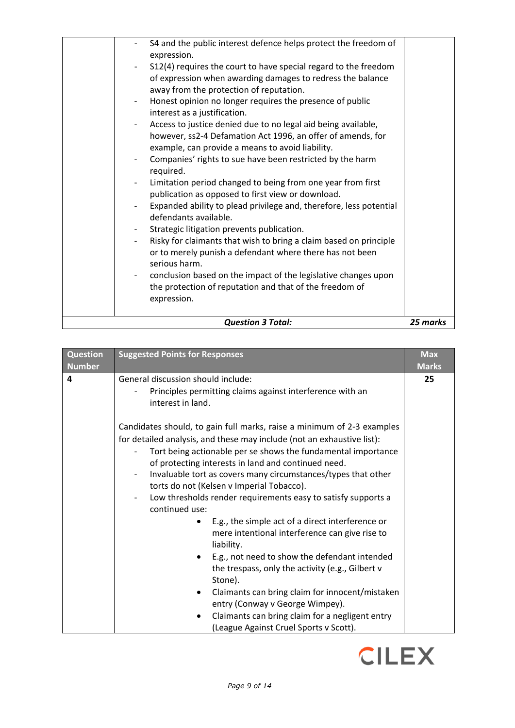| | | |
|---|---|---|
| | - S4 and the public interest defence helps protect the freedom of expression.<br>- S12(4) requires the court to have special regard to the freedom of expression when awarding damages to redress the balance away from the protection of reputation.<br>- Honest opinion no longer requires the presence of public interest as a justification.<br>- Access to justice denied due to no legal aid being available, however, ss2-4 Defamation Act 1996, an offer of amends, for example, can provide a means to avoid liability.<br>- Companies' rights to sue have been restricted by the harm required.<br>- Limitation period changed to being from one year from first publication as opposed to first view or download.<br>- Expanded ability to plead privilege and, therefore, less potential defendants available.<br>- Strategic litigation prevents publication.<br>- Risky for claimants that wish to bring a claim based on principle or to merely punish a defendant where there has not been serious harm.<br>- conclusion based on the impact of the legislative changes upon the protection of reputation and that of the freedom of expression. | |
| | ***Question 3 Total:*** | ***25 marks*** |

| Question Number | Suggested Points for Responses | Max Marks |
|---|---|---|
| 4 | General discussion should include:<br>- Principles permitting claims against interference with an interest in land.<br><br>Candidates should, to gain full marks, raise a minimum of 2-3 examples for detailed analysis, and these may include (not an exhaustive list):<br>- Tort being actionable per se shows the fundamental importance of protecting interests in land and continued need.<br>- Invaluable tort as covers many circumstances/types that other torts do not (Kelsen v Imperial Tobacco).<br>- Low thresholds render requirements easy to satisfy supports a continued use:<br>&nbsp;&nbsp;• E.g., the simple act of a direct interference or mere intentional interference can give rise to liability.<br>&nbsp;&nbsp;• E.g., not need to show the defendant intended the trespass, only the activity (e.g., Gilbert v Stone).<br>&nbsp;&nbsp;• Claimants can bring claim for innocent/mistaken entry (Conway v George Wimpey).<br>&nbsp;&nbsp;• Claimants can bring claim for a negligent entry (League Against Cruel Sports v Scott). | 25 |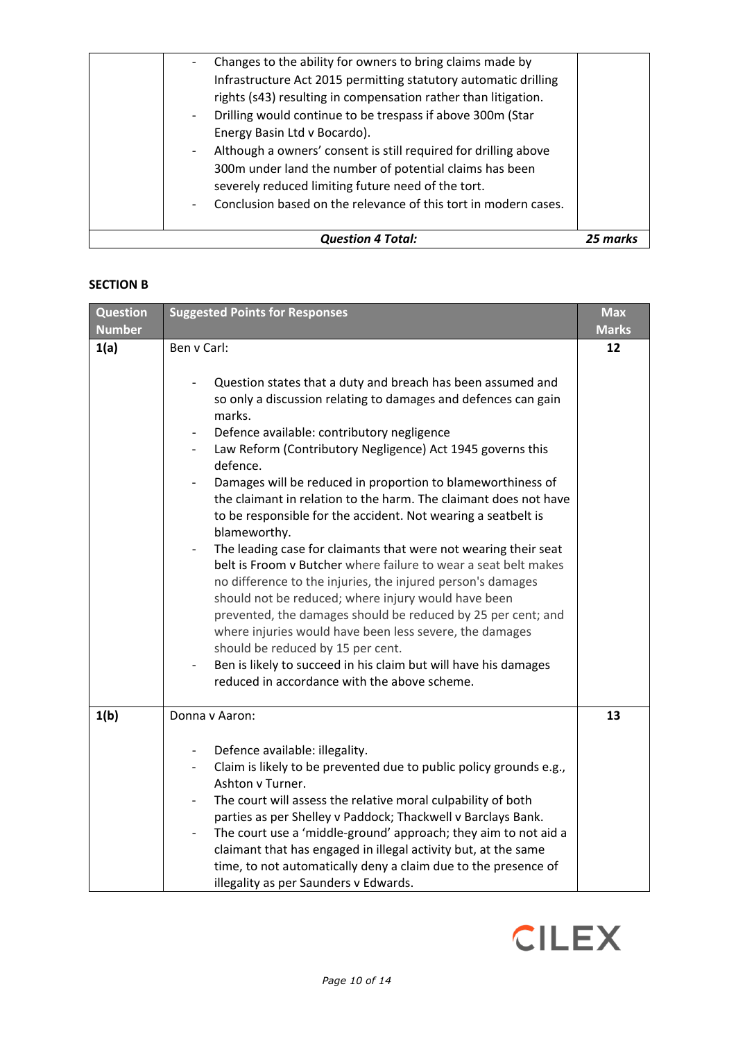| | | |
|---|---|---|
| | - Changes to the ability for owners to bring claims made by Infrastructure Act 2015 permitting statutory automatic drilling rights (s43) resulting in compensation rather than litigation.<br>- Drilling would continue to be trespass if above 300m (Star Energy Basin Ltd v Bocardo).<br>- Although a owners' consent is still required for drilling above 300m under land the number of potential claims has been severely reduced limiting future need of the tort.<br>- Conclusion based on the relevance of this tort in modern cases. | |
| | ***Question 4 Total:*** | ***25 marks*** |

**SECTION B**

| Question Number | Suggested Points for Responses | Max Marks |
|---|---|---|
| **1(a)** | Ben v Carl:<br><br>- Question states that a duty and breach has been assumed and so only a discussion relating to damages and defences can gain marks.<br>- Defence available: contributory negligence<br>- Law Reform (Contributory Negligence) Act 1945 governs this defence.<br>- Damages will be reduced in proportion to blameworthiness of the claimant in relation to the harm. The claimant does not have to be responsible for the accident. Not wearing a seatbelt is blameworthy.<br>- The leading case for claimants that were not wearing their seat belt is Froom v Butcher where failure to wear a seat belt makes no difference to the injuries, the injured person's damages should not be reduced; where injury would have been prevented, the damages should be reduced by 25 per cent; and where injuries would have been less severe, the damages should be reduced by 15 per cent.<br>- Ben is likely to succeed in his claim but will have his damages reduced in accordance with the above scheme. | **12** |
| **1(b)** | Donna v Aaron:<br><br>- Defence available: illegality.<br>- Claim is likely to be prevented due to public policy grounds e.g., Ashton v Turner.<br>- The court will assess the relative moral culpability of both parties as per Shelley v Paddock; Thackwell v Barclays Bank.<br>- The court use a 'middle-ground' approach; they aim to not aid a claimant that has engaged in illegal activity but, at the same time, to not automatically deny a claim due to the presence of illegality as per Saunders v Edwards. | **13** |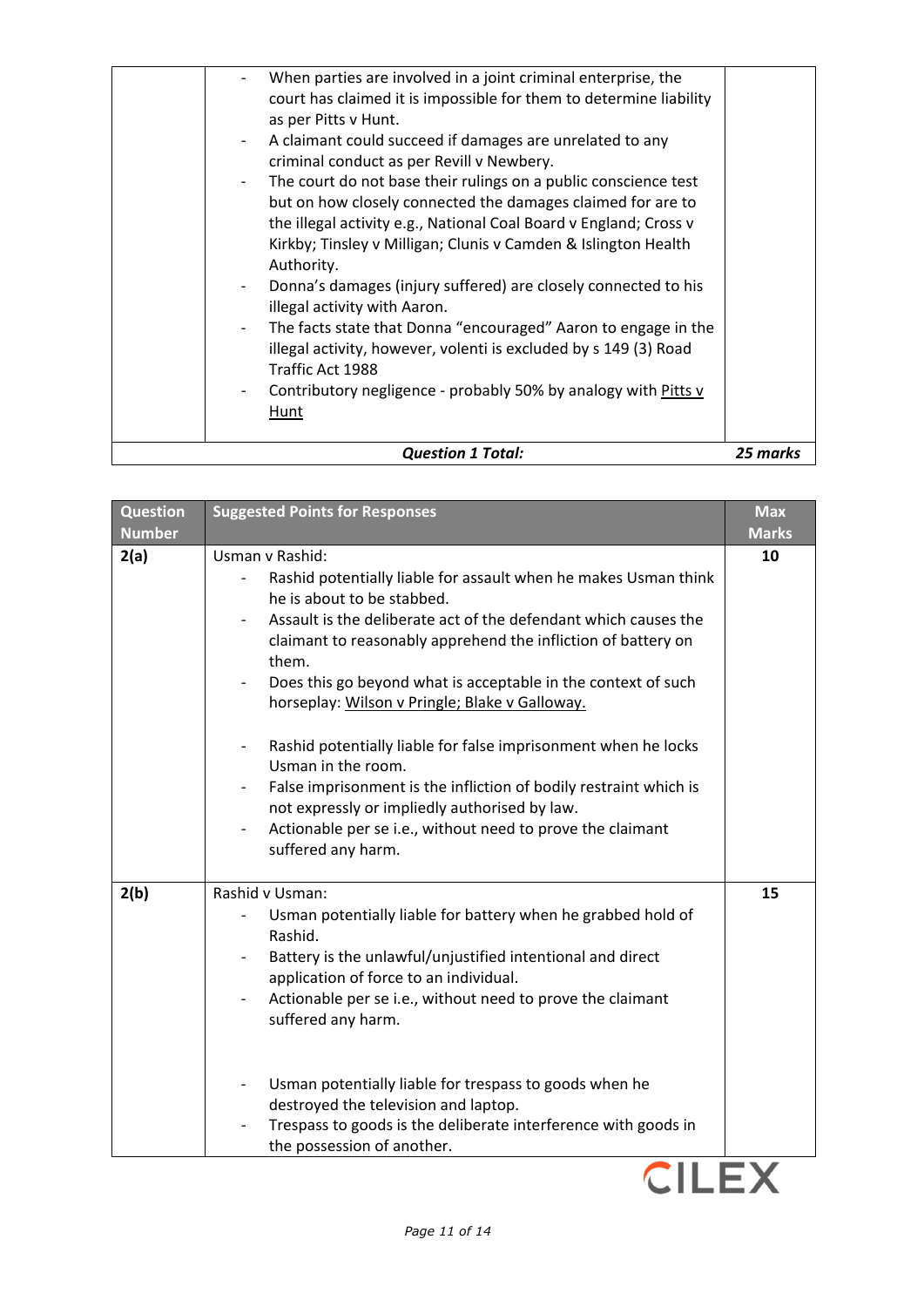| | | |
|---|---|---|
| | - When parties are involved in a joint criminal enterprise, the court has claimed it is impossible for them to determine liability as per Pitts v Hunt.<br>- A claimant could succeed if damages are unrelated to any criminal conduct as per Revill v Newbery.<br>- The court do not base their rulings on a public conscience test but on how closely connected the damages claimed for are to the illegal activity e.g., National Coal Board v England; Cross v Kirkby; Tinsley v Milligan; Clunis v Camden & Islington Health Authority.<br>- Donna's damages (injury suffered) are closely connected to his illegal activity with Aaron.<br>- The facts state that Donna "encouraged" Aaron to engage in the illegal activity, however, volenti is excluded by s 149 (3) Road Traffic Act 1988<br>- Contributory negligence - probably 50% by analogy with <u>Pitts v Hunt</u> | |
| | ***Question 1 Total:*** | ***25 marks*** |

| Question Number | Suggested Points for Responses | Max Marks |
|---|---|---|
| **2(a)** | Usman v Rashid:<br>- Rashid potentially liable for assault when he makes Usman think he is about to be stabbed.<br>- Assault is the deliberate act of the defendant which causes the claimant to reasonably apprehend the infliction of battery on them.<br>- Does this go beyond what is acceptable in the context of such horseplay: <u>Wilson v Pringle; Blake v Galloway.</u><br><br>- Rashid potentially liable for false imprisonment when he locks Usman in the room.<br>- False imprisonment is the infliction of bodily restraint which is not expressly or impliedly authorised by law.<br>- Actionable per se i.e., without need to prove the claimant suffered any harm. | **10** |
| **2(b)** | Rashid v Usman:<br>- Usman potentially liable for battery when he grabbed hold of Rashid.<br>- Battery is the unlawful/unjustified intentional and direct application of force to an individual.<br>- Actionable per se i.e., without need to prove the claimant suffered any harm.<br><br>- Usman potentially liable for trespass to goods when he destroyed the television and laptop.<br>- Trespass to goods is the deliberate interference with goods in the possession of another. | **15** |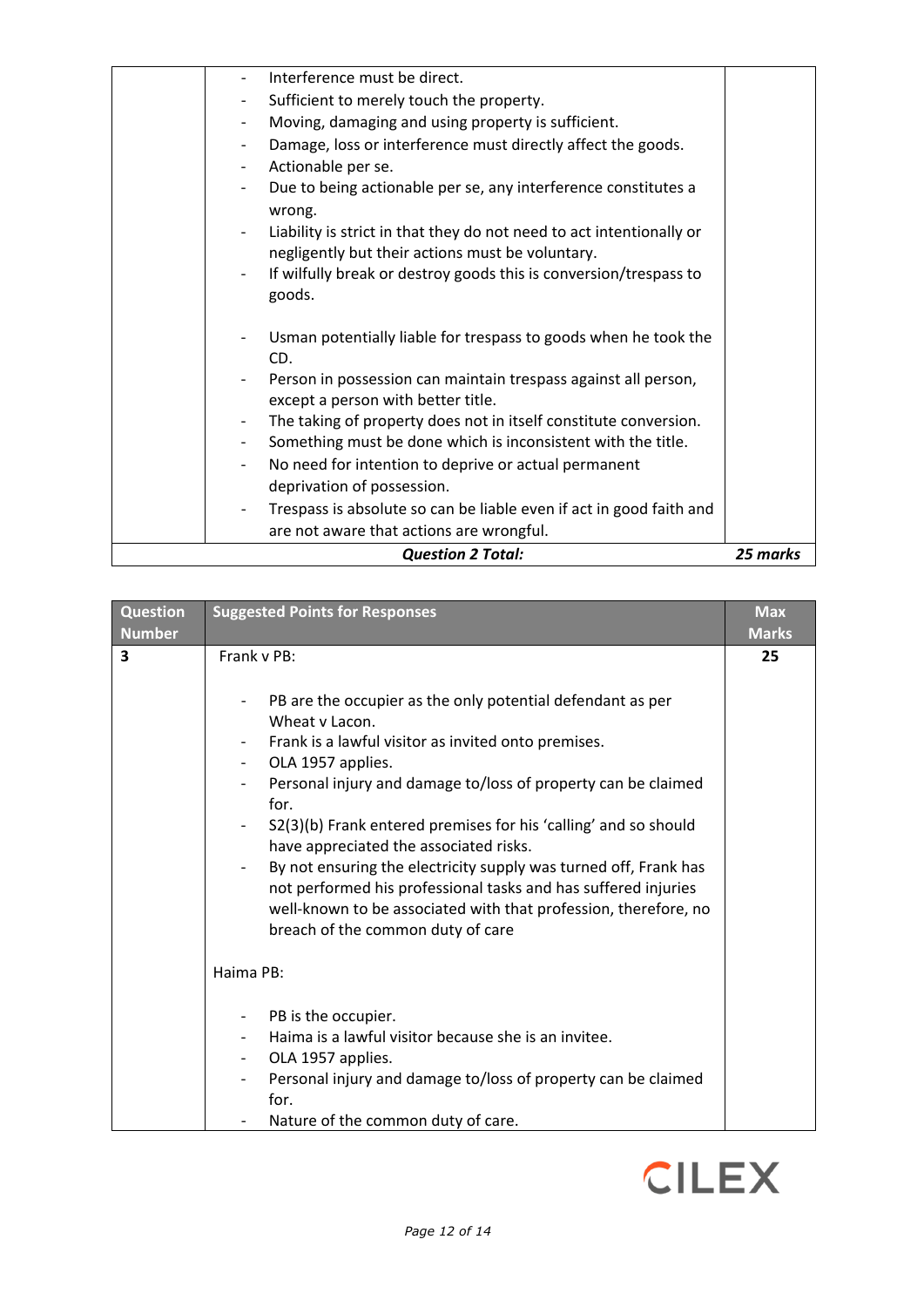| | | |
|---|---|---|
| | - Interference must be direct.<br>- Sufficient to merely touch the property.<br>- Moving, damaging and using property is sufficient.<br>- Damage, loss or interference must directly affect the goods.<br>- Actionable per se.<br>- Due to being actionable per se, any interference constitutes a wrong.<br>- Liability is strict in that they do not need to act intentionally or negligently but their actions must be voluntary.<br>- If wilfully break or destroy goods this is conversion/trespass to goods.<br><br>- Usman potentially liable for trespass to goods when he took the CD.<br>- Person in possession can maintain trespass against all person, except a person with better title.<br>- The taking of property does not in itself constitute conversion.<br>- Something must be done which is inconsistent with the title.<br>- No need for intention to deprive or actual permanent deprivation of possession.<br>- Trespass is absolute so can be liable even if act in good faith and are not aware that actions are wrongful. | |
| | ***Question 2 Total:*** | ***25 marks*** |

| Question Number | Suggested Points for Responses | Max Marks |
|---|---|---|
| **3** | Frank v PB:<br><br>- PB are the occupier as the only potential defendant as per Wheat v Lacon.<br>- Frank is a lawful visitor as invited onto premises.<br>- OLA 1957 applies.<br>- Personal injury and damage to/loss of property can be claimed for.<br>- S2(3)(b) Frank entered premises for his 'calling' and so should have appreciated the associated risks.<br>- By not ensuring the electricity supply was turned off, Frank has not performed his professional tasks and has suffered injuries well-known to be associated with that profession, therefore, no breach of the common duty of care<br><br>Haima PB:<br><br>- PB is the occupier.<br>- Haima is a lawful visitor because she is an invitee.<br>- OLA 1957 applies.<br>- Personal injury and damage to/loss of property can be claimed for.<br>- Nature of the common duty of care. | **25** |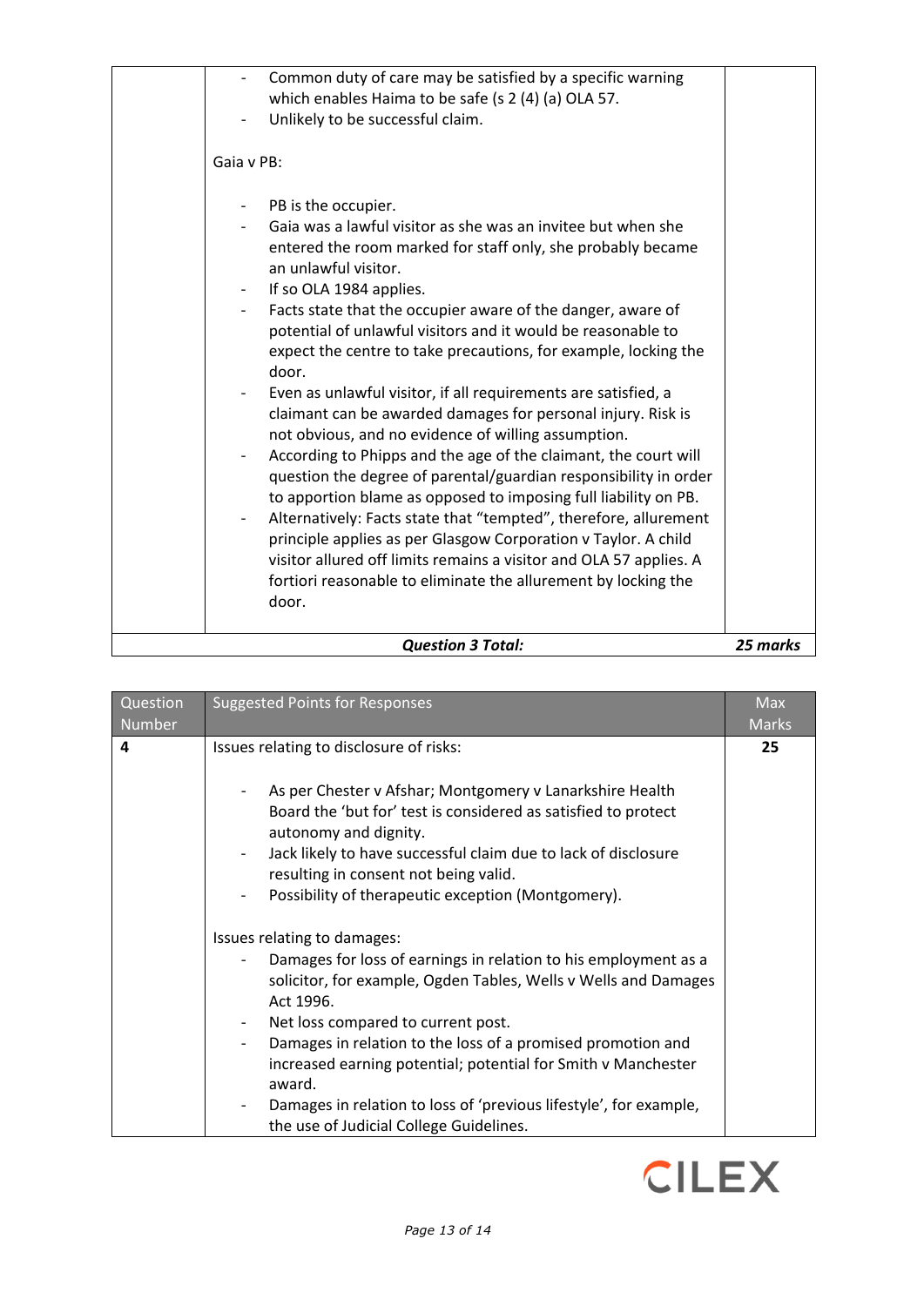| | | |
|---|---|---|
| | - Common duty of care may be satisfied by a specific warning which enables Haima to be safe (s 2 (4) (a) OLA 57.<br>- Unlikely to be successful claim.<br><br>Gaia v PB:<br><br>- PB is the occupier.<br>- Gaia was a lawful visitor as she was an invitee but when she entered the room marked for staff only, she probably became an unlawful visitor.<br>- If so OLA 1984 applies.<br>- Facts state that the occupier aware of the danger, aware of potential of unlawful visitors and it would be reasonable to expect the centre to take precautions, for example, locking the door.<br>- Even as unlawful visitor, if all requirements are satisfied, a claimant can be awarded damages for personal injury. Risk is not obvious, and no evidence of willing assumption.<br>- According to Phipps and the age of the claimant, the court will question the degree of parental/guardian responsibility in order to apportion blame as opposed to imposing full liability on PB.<br>- Alternatively: Facts state that "tempted", therefore, allurement principle applies as per Glasgow Corporation v Taylor. A child visitor allured off limits remains a visitor and OLA 57 applies. A fortiori reasonable to eliminate the allurement by locking the door. | |
| | ***Question 3 Total:*** | ***25 marks*** |

| Question Number | Suggested Points for Responses | Max Marks |
|---|---|---|
| **4** | Issues relating to disclosure of risks:<br><br>- As per Chester v Afshar; Montgomery v Lanarkshire Health Board the 'but for' test is considered as satisfied to protect autonomy and dignity.<br>- Jack likely to have successful claim due to lack of disclosure resulting in consent not being valid.<br>- Possibility of therapeutic exception (Montgomery).<br><br>Issues relating to damages:<br>- Damages for loss of earnings in relation to his employment as a solicitor, for example, Ogden Tables, Wells v Wells and Damages Act 1996.<br>- Net loss compared to current post.<br>- Damages in relation to the loss of a promised promotion and increased earning potential; potential for Smith v Manchester award.<br>- Damages in relation to loss of 'previous lifestyle', for example, the use of Judicial College Guidelines. | **25** |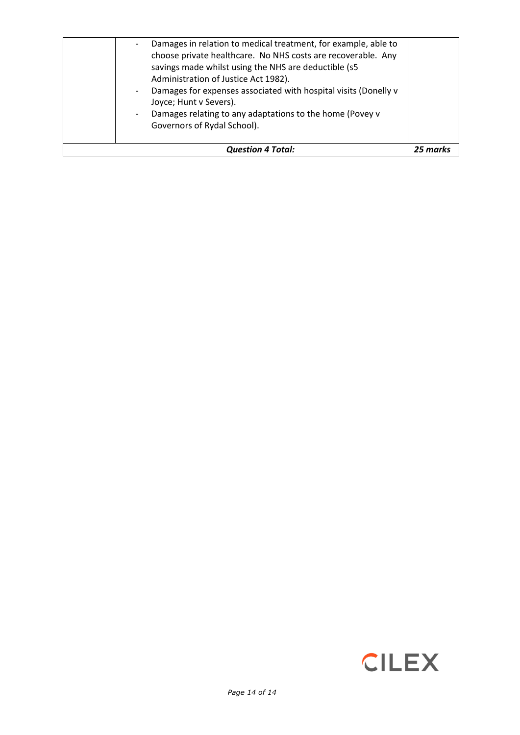| | | |
|---|---|---|
| | - Damages in relation to medical treatment, for example, able to choose private healthcare. No NHS costs are recoverable. Any savings made whilst using the NHS are deductible (s5 Administration of Justice Act 1982).<br>- Damages for expenses associated with hospital visits (Donelly v Joyce; Hunt v Severs).<br>- Damages relating to any adaptations to the home (Povey v Governors of Rydal School). | |
| | ***Question 4 Total:*** | ***25 marks*** |